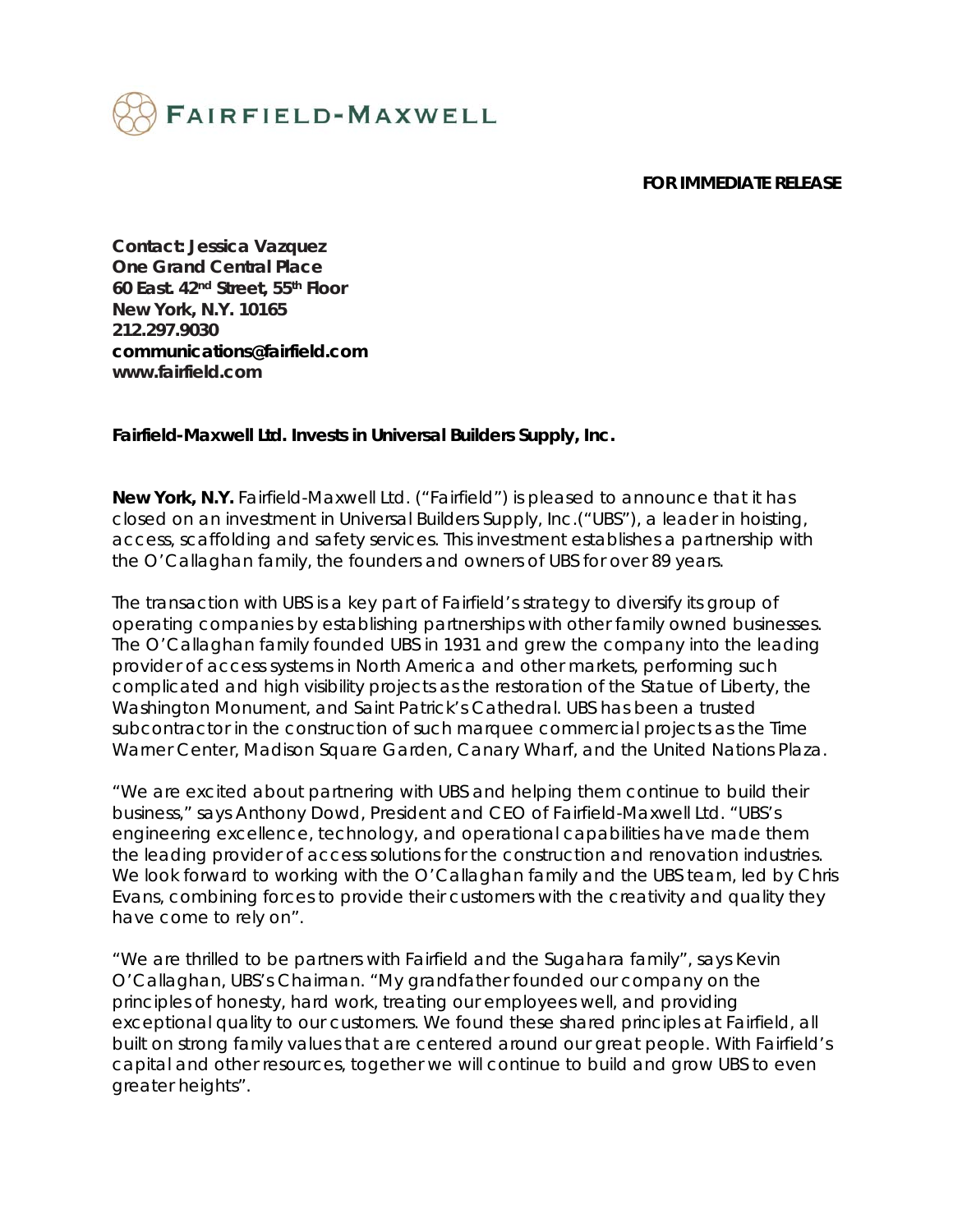FAIRFIELD-MAXWELL

**FOR IMMEDIATE RELEASE**

**Contact: Jessica Vazquez**
**One Grand Central Place**
**60 East. 42nd Street, 55th Floor**
**New York, N.Y. 10165**
**212.297.9030**
**communications@fairfield.com**
**www.fairfield.com**

**Fairfield-Maxwell Ltd. Invests in Universal Builders Supply, Inc.**

**New York, N.Y.** Fairfield-Maxwell Ltd. ("Fairfield") is pleased to announce that it has closed on an investment in Universal Builders Supply, Inc.("UBS"), a leader in hoisting, access, scaffolding and safety services. This investment establishes a partnership with the O'Callaghan family, the founders and owners of UBS for over 89 years.

The transaction with UBS is a key part of Fairfield's strategy to diversify its group of operating companies by establishing partnerships with other family owned businesses. The O'Callaghan family founded UBS in 1931 and grew the company into the leading provider of access systems in North America and other markets, performing such complicated and high visibility projects as the restoration of the Statue of Liberty, the Washington Monument, and Saint Patrick's Cathedral. UBS has been a trusted subcontractor in the construction of such marquee commercial projects as the Time Warner Center, Madison Square Garden, Canary Wharf, and the United Nations Plaza.

"We are excited about partnering with UBS and helping them continue to build their business," says Anthony Dowd, President and CEO of Fairfield-Maxwell Ltd. "UBS's engineering excellence, technology, and operational capabilities have made them the leading provider of access solutions for the construction and renovation industries. We look forward to working with the O'Callaghan family and the UBS team, led by Chris Evans, combining forces to provide their customers with the creativity and quality they have come to rely on".

"We are thrilled to be partners with Fairfield and the Sugahara family", says Kevin O'Callaghan, UBS's Chairman. "My grandfather founded our company on the principles of honesty, hard work, treating our employees well, and providing exceptional quality to our customers. We found these shared principles at Fairfield, all built on strong family values that are centered around our great people. With Fairfield's capital and other resources, together we will continue to build and grow UBS to even greater heights".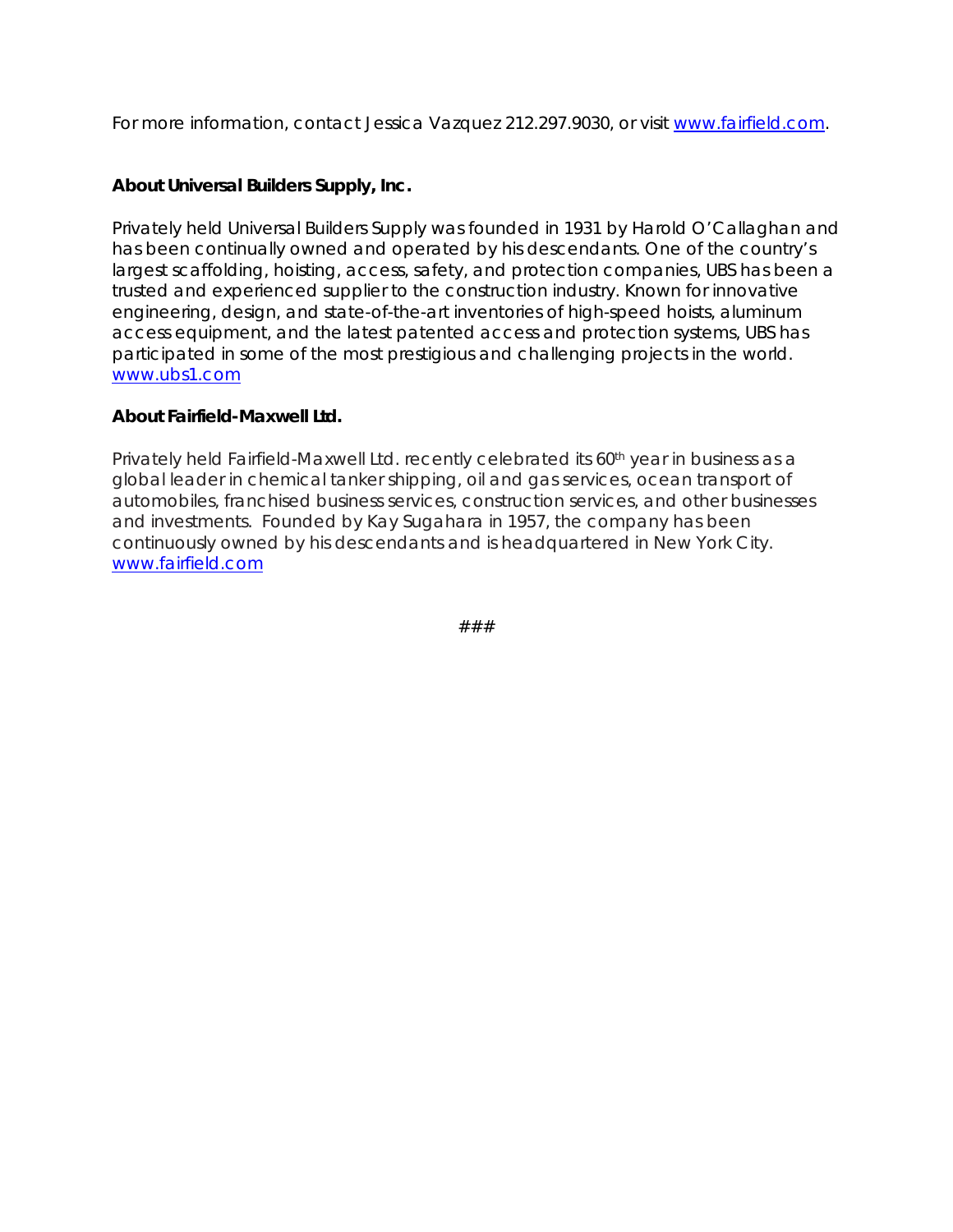For more information, contact Jessica Vazquez 212.297.9030, or visit www.fairfield.com.

**About Universal Builders Supply, Inc.**

Privately held Universal Builders Supply was founded in 1931 by Harold O'Callaghan and has been continually owned and operated by his descendants. One of the country's largest scaffolding, hoisting, access, safety, and protection companies, UBS has been a trusted and experienced supplier to the construction industry. Known for innovative engineering, design, and state-of-the-art inventories of high-speed hoists, aluminum access equipment, and the latest patented access and protection systems, UBS has participated in some of the most prestigious and challenging projects in the world. www.ubs1.com

**About Fairfield-Maxwell Ltd.**

Privately held Fairfield-Maxwell Ltd. recently celebrated its 60th year in business as a global leader in chemical tanker shipping, oil and gas services, ocean transport of automobiles, franchised business services, construction services, and other businesses and investments. Founded by Kay Sugahara in 1957, the company has been continuously owned by his descendants and is headquartered in New York City. www.fairfield.com

###